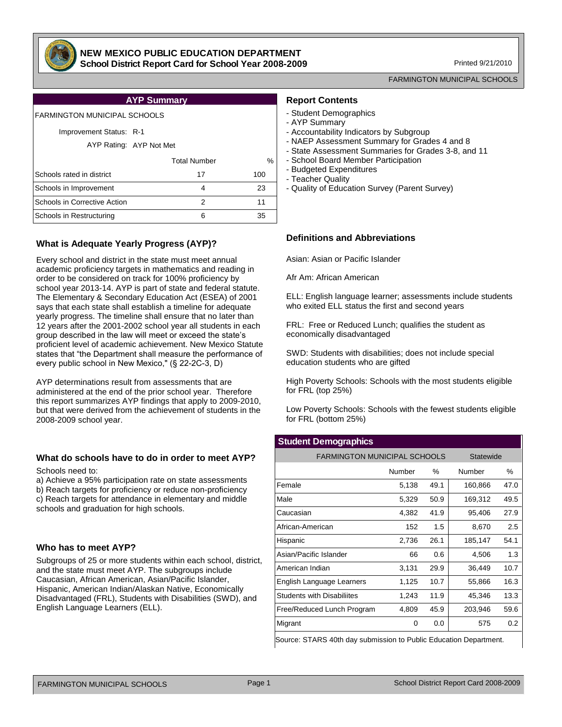# NEW MEXICO PUBLIC EDUCATION DEPARTMENT

**School District Report Card for School Year 2008-2009**

Printed 9/21/2010

FARMINGTON MUNICIPAL SCHOOLS

## AYP Summary

FARMINGTON MUNICIPAL SCHOOLS

Improvement Status: R-1

AYP Rating: AYP Not Met

| | Total Number | % |
|---|---|---|
| Schools rated in district | 17 | 100 |
| Schools in Improvement | 4 | 23 |
| Schools in Corrective Action | 2 | 11 |
| Schools in Restructuring | 6 | 35 |

## Report Contents

- Student Demographics
- AYP Summary
- Accountability Indicators by Subgroup
- NAEP Assessment Summary for Grades 4 and 8
- State Assessment Summaries for Grades 3-8, and 11
- School Board Member Participation
- Budgeted Expenditures
- Teacher Quality
- Quality of Education Survey (Parent Survey)

### What is Adequate Yearly Progress (AYP)?

Every school and district in the state must meet annual academic proficiency targets in mathematics and reading in order to be considered on track for 100% proficiency by school year 2013-14. AYP is part of state and federal statute. The Elementary & Secondary Education Act (ESEA) of 2001 says that each state shall establish a timeline for adequate yearly progress. The timeline shall ensure that no later than 12 years after the 2001-2002 school year all students in each group described in the law will meet or exceed the state's proficient level of academic achievement. New Mexico Statute states that "the Department shall measure the performance of every public school in New Mexico," (§ 22-2C-3, D)

AYP determinations result from assessments that are administered at the end of the prior school year. Therefore this report summarizes AYP findings that apply to 2009-2010, but that were derived from the achievement of students in the 2008-2009 school year.

### What do schools have to do in order to meet AYP?

Schools need to:

a) Achieve a 95% participation rate on state assessments
b) Reach targets for proficiency or reduce non-proficiency
c) Reach targets for attendance in elementary and middle schools and graduation for high schools.

### Who has to meet AYP?

Subgroups of 25 or more students within each school, district, and the state must meet AYP. The subgroups include Caucasian, African American, Asian/Pacific Islander, Hispanic, American Indian/Alaskan Native, Economically Disadvantaged (FRL), Students with Disabilities (SWD), and English Language Learners (ELL).

### Definitions and Abbreviations

Asian: Asian or Pacific Islander

Afr Am: African American

ELL: English language learner; assessments include students who exited ELL status the first and second years

FRL: Free or Reduced Lunch; qualifies the student as economically disadvantaged

SWD: Students with disabilities; does not include special education students who are gifted

High Poverty Schools: Schools with the most students eligible for FRL (top 25%)

Low Poverty Schools: Schools with the fewest students eligible for FRL (bottom 25%)

## Student Demographics

| | FARMINGTON MUNICIPAL SCHOOLS | | Statewide | |
|---|---|---|---|---|
| | Number | % | Number | % |
| Female | 5,138 | 49.1 | 160,866 | 47.0 |
| Male | 5,329 | 50.9 | 169,312 | 49.5 |
| Caucasian | 4,382 | 41.9 | 95,406 | 27.9 |
| African-American | 152 | 1.5 | 8,670 | 2.5 |
| Hispanic | 2,736 | 26.1 | 185,147 | 54.1 |
| Asian/Pacific Islander | 66 | 0.6 | 4,506 | 1.3 |
| American Indian | 3,131 | 29.9 | 36,449 | 10.7 |
| English Language Learners | 1,125 | 10.7 | 55,866 | 16.3 |
| Students with Disabiliites | 1,243 | 11.9 | 45,346 | 13.3 |
| Free/Reduced Lunch Program | 4,809 | 45.9 | 203,946 | 59.6 |
| Migrant | 0 | 0.0 | 575 | 0.2 |

Source: STARS 40th day submission to Public Education Department.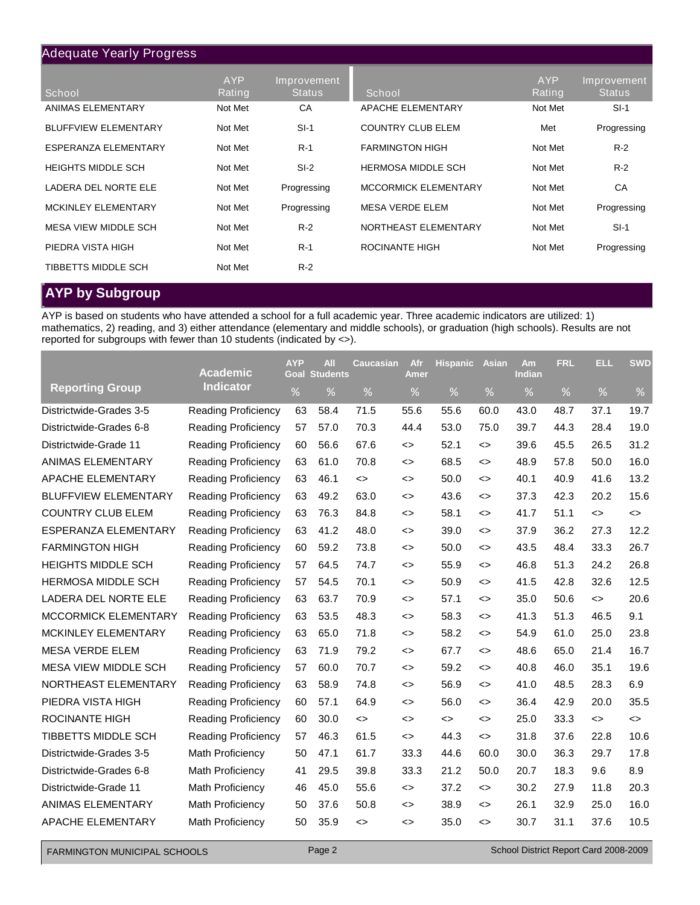## Adequate Yearly Progress

| School | AYP Rating | Improvement Status |
|---|---|---|
| ANIMAS ELEMENTARY | Not Met | CA |
| BLUFFVIEW ELEMENTARY | Not Met | SI-1 |
| ESPERANZA ELEMENTARY | Not Met | R-1 |
| HEIGHTS MIDDLE SCH | Not Met | SI-2 |
| LADERA DEL NORTE ELE | Not Met | Progressing |
| MCKINLEY ELEMENTARY | Not Met | Progressing |
| MESA VIEW MIDDLE SCH | Not Met | R-2 |
| PIEDRA VISTA HIGH | Not Met | R-1 |
| TIBBETTS MIDDLE SCH | Not Met | R-2 |
| APACHE ELEMENTARY | Not Met | SI-1 |
| COUNTRY CLUB ELEM | Met | Progressing |
| FARMINGTON HIGH | Not Met | R-2 |
| HERMOSA MIDDLE SCH | Not Met | R-2 |
| MCCORMICK ELEMENTARY | Not Met | CA |
| MESA VERDE ELEM | Not Met | Progressing |
| NORTHEAST ELEMENTARY | Not Met | SI-1 |
| ROCINANTE HIGH | Not Met | Progressing |

## AYP by Subgroup

AYP is based on students who have attended a school for a full academic year. Three academic indicators are utilized: 1) mathematics, 2) reading, and 3) either attendance (elementary and middle schools), or graduation (high schools). Results are not reported for subgroups with fewer than 10 students (indicated by <>).

| Reporting Group | Academic Indicator | AYP Goal % | All Students % | Caucasian % | Afr Amer % | Hispanic % | Asian % | Am Indian % | FRL % | ELL % | SWD % |
|---|---|---|---|---|---|---|---|---|---|---|---|
| Districtwide-Grades 3-5 | Reading Proficiency | 63 | 58.4 | 71.5 | 55.6 | 55.6 | 60.0 | 43.0 | 48.7 | 37.1 | 19.7 |
| Districtwide-Grades 6-8 | Reading Proficiency | 57 | 57.0 | 70.3 | 44.4 | 53.0 | 75.0 | 39.7 | 44.3 | 28.4 | 19.0 |
| Districtwide-Grade 11 | Reading Proficiency | 60 | 56.6 | 67.6 | <> | 52.1 | <> | 39.6 | 45.5 | 26.5 | 31.2 |
| ANIMAS ELEMENTARY | Reading Proficiency | 63 | 61.0 | 70.8 | <> | 68.5 | <> | 48.9 | 57.8 | 50.0 | 16.0 |
| APACHE ELEMENTARY | Reading Proficiency | 63 | 46.1 | <> | <> | 50.0 | <> | 40.1 | 40.9 | 41.6 | 13.2 |
| BLUFFVIEW ELEMENTARY | Reading Proficiency | 63 | 49.2 | 63.0 | <> | 43.6 | <> | 37.3 | 42.3 | 20.2 | 15.6 |
| COUNTRY CLUB ELEM | Reading Proficiency | 63 | 76.3 | 84.8 | <> | 58.1 | <> | 41.7 | 51.1 | <> | <> |
| ESPERANZA ELEMENTARY | Reading Proficiency | 63 | 41.2 | 48.0 | <> | 39.0 | <> | 37.9 | 36.2 | 27.3 | 12.2 |
| FARMINGTON HIGH | Reading Proficiency | 60 | 59.2 | 73.8 | <> | 50.0 | <> | 43.5 | 48.4 | 33.3 | 26.7 |
| HEIGHTS MIDDLE SCH | Reading Proficiency | 57 | 64.5 | 74.7 | <> | 55.9 | <> | 46.8 | 51.3 | 24.2 | 26.8 |
| HERMOSA MIDDLE SCH | Reading Proficiency | 57 | 54.5 | 70.1 | <> | 50.9 | <> | 41.5 | 42.8 | 32.6 | 12.5 |
| LADERA DEL NORTE ELE | Reading Proficiency | 63 | 63.7 | 70.9 | <> | 57.1 | <> | 35.0 | 50.6 | <> | 20.6 |
| MCCORMICK ELEMENTARY | Reading Proficiency | 63 | 53.5 | 48.3 | <> | 58.3 | <> | 41.3 | 51.3 | 46.5 | 9.1 |
| MCKINLEY ELEMENTARY | Reading Proficiency | 63 | 65.0 | 71.8 | <> | 58.2 | <> | 54.9 | 61.0 | 25.0 | 23.8 |
| MESA VERDE ELEM | Reading Proficiency | 63 | 71.9 | 79.2 | <> | 67.7 | <> | 48.6 | 65.0 | 21.4 | 16.7 |
| MESA VIEW MIDDLE SCH | Reading Proficiency | 57 | 60.0 | 70.7 | <> | 59.2 | <> | 40.8 | 46.0 | 35.1 | 19.6 |
| NORTHEAST ELEMENTARY | Reading Proficiency | 63 | 58.9 | 74.8 | <> | 56.9 | <> | 41.0 | 48.5 | 28.3 | 6.9 |
| PIEDRA VISTA HIGH | Reading Proficiency | 60 | 57.1 | 64.9 | <> | 56.0 | <> | 36.4 | 42.9 | 20.0 | 35.5 |
| ROCINANTE HIGH | Reading Proficiency | 60 | 30.0 | <> | <> | <> | <> | 25.0 | 33.3 | <> | <> |
| TIBBETTS MIDDLE SCH | Reading Proficiency | 57 | 46.3 | 61.5 | <> | 44.3 | <> | 31.8 | 37.6 | 22.8 | 10.6 |
| Districtwide-Grades 3-5 | Math Proficiency | 50 | 47.1 | 61.7 | 33.3 | 44.6 | 60.0 | 30.0 | 36.3 | 29.7 | 17.8 |
| Districtwide-Grades 6-8 | Math Proficiency | 41 | 29.5 | 39.8 | 33.3 | 21.2 | 50.0 | 20.7 | 18.3 | 9.6 | 8.9 |
| Districtwide-Grade 11 | Math Proficiency | 46 | 45.0 | 55.6 | <> | 37.2 | <> | 30.2 | 27.9 | 11.8 | 20.3 |
| ANIMAS ELEMENTARY | Math Proficiency | 50 | 37.6 | 50.8 | <> | 38.9 | <> | 26.1 | 32.9 | 25.0 | 16.0 |
| APACHE ELEMENTARY | Math Proficiency | 50 | 35.9 | <> | <> | 35.0 | <> | 30.7 | 31.1 | 37.6 | 10.5 |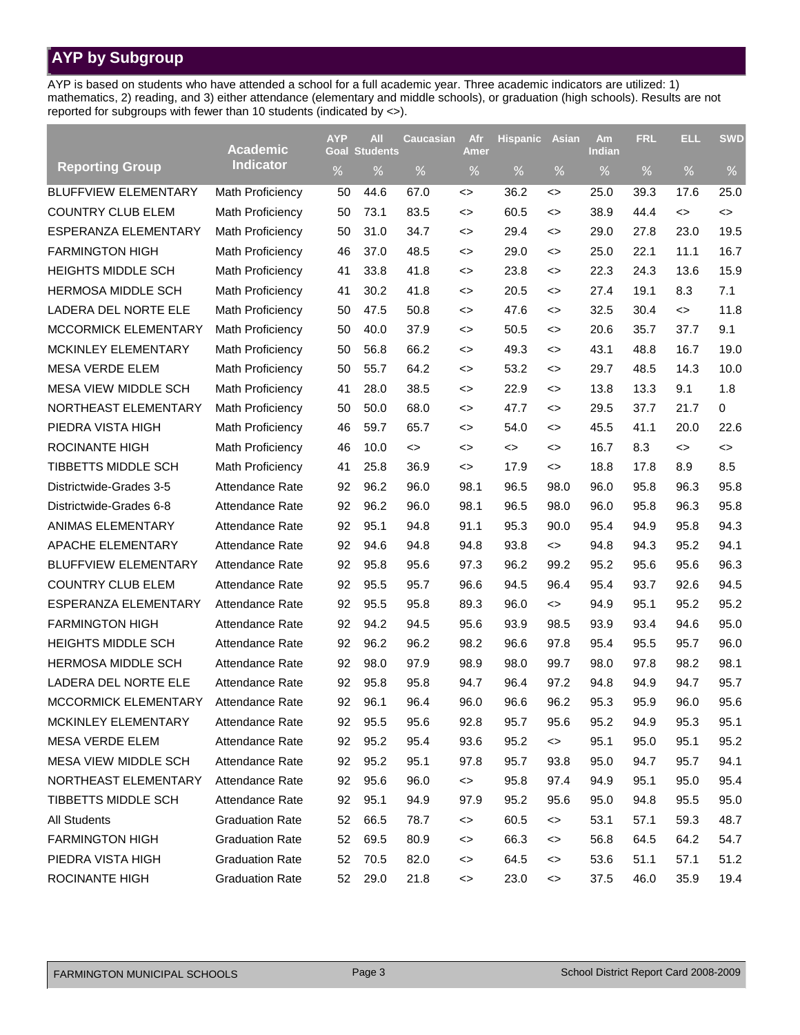## AYP by Subgroup

AYP is based on students who have attended a school for a full academic year. Three academic indicators are utilized: 1) mathematics, 2) reading, and 3) either attendance (elementary and middle schools), or graduation (high schools). Results are not reported for subgroups with fewer than 10 students (indicated by <>).

| Reporting Group | Academic Indicator | AYP Goal % | All Students % | Caucasian % | Afr Amer % | Hispanic % | Asian % | Am Indian % | FRL % | ELL % | SWD % |
|---|---|---|---|---|---|---|---|---|---|---|---|
| BLUFFVIEW ELEMENTARY | Math Proficiency | 50 | 44.6 | 67.0 | <> | 36.2 | <> | 25.0 | 39.3 | 17.6 | 25.0 |
| COUNTRY CLUB ELEM | Math Proficiency | 50 | 73.1 | 83.5 | <> | 60.5 | <> | 38.9 | 44.4 | <> | <> |
| ESPERANZA ELEMENTARY | Math Proficiency | 50 | 31.0 | 34.7 | <> | 29.4 | <> | 29.0 | 27.8 | 23.0 | 19.5 |
| FARMINGTON HIGH | Math Proficiency | 46 | 37.0 | 48.5 | <> | 29.0 | <> | 25.0 | 22.1 | 11.1 | 16.7 |
| HEIGHTS MIDDLE SCH | Math Proficiency | 41 | 33.8 | 41.8 | <> | 23.8 | <> | 22.3 | 24.3 | 13.6 | 15.9 |
| HERMOSA MIDDLE SCH | Math Proficiency | 41 | 30.2 | 41.8 | <> | 20.5 | <> | 27.4 | 19.1 | 8.3 | 7.1 |
| LADERA DEL NORTE ELE | Math Proficiency | 50 | 47.5 | 50.8 | <> | 47.6 | <> | 32.5 | 30.4 | <> | 11.8 |
| MCCORMICK ELEMENTARY | Math Proficiency | 50 | 40.0 | 37.9 | <> | 50.5 | <> | 20.6 | 35.7 | 37.7 | 9.1 |
| MCKINLEY ELEMENTARY | Math Proficiency | 50 | 56.8 | 66.2 | <> | 49.3 | <> | 43.1 | 48.8 | 16.7 | 19.0 |
| MESA VERDE ELEM | Math Proficiency | 50 | 55.7 | 64.2 | <> | 53.2 | <> | 29.7 | 48.5 | 14.3 | 10.0 |
| MESA VIEW MIDDLE SCH | Math Proficiency | 41 | 28.0 | 38.5 | <> | 22.9 | <> | 13.8 | 13.3 | 9.1 | 1.8 |
| NORTHEAST ELEMENTARY | Math Proficiency | 50 | 50.0 | 68.0 | <> | 47.7 | <> | 29.5 | 37.7 | 21.7 | 0 |
| PIEDRA VISTA HIGH | Math Proficiency | 46 | 59.7 | 65.7 | <> | 54.0 | <> | 45.5 | 41.1 | 20.0 | 22.6 |
| ROCINANTE HIGH | Math Proficiency | 46 | 10.0 | <> | <> | <> | <> | 16.7 | 8.3 | <> | <> |
| TIBBETTS MIDDLE SCH | Math Proficiency | 41 | 25.8 | 36.9 | <> | 17.9 | <> | 18.8 | 17.8 | 8.9 | 8.5 |
| Districtwide-Grades 3-5 | Attendance Rate | 92 | 96.2 | 96.0 | 98.1 | 96.5 | 98.0 | 96.0 | 95.8 | 96.3 | 95.8 |
| Districtwide-Grades 6-8 | Attendance Rate | 92 | 96.2 | 96.0 | 98.1 | 96.5 | 98.0 | 96.0 | 95.8 | 96.3 | 95.8 |
| ANIMAS ELEMENTARY | Attendance Rate | 92 | 95.1 | 94.8 | 91.1 | 95.3 | 90.0 | 95.4 | 94.9 | 95.8 | 94.3 |
| APACHE ELEMENTARY | Attendance Rate | 92 | 94.6 | 94.8 | 94.8 | 93.8 | <> | 94.8 | 94.3 | 95.2 | 94.1 |
| BLUFFVIEW ELEMENTARY | Attendance Rate | 92 | 95.8 | 95.6 | 97.3 | 96.2 | 99.2 | 95.2 | 95.6 | 95.6 | 96.3 |
| COUNTRY CLUB ELEM | Attendance Rate | 92 | 95.5 | 95.7 | 96.6 | 94.5 | 96.4 | 95.4 | 93.7 | 92.6 | 94.5 |
| ESPERANZA ELEMENTARY | Attendance Rate | 92 | 95.5 | 95.8 | 89.3 | 96.0 | <> | 94.9 | 95.1 | 95.2 | 95.2 |
| FARMINGTON HIGH | Attendance Rate | 92 | 94.2 | 94.5 | 95.6 | 93.9 | 98.5 | 93.9 | 93.4 | 94.6 | 95.0 |
| HEIGHTS MIDDLE SCH | Attendance Rate | 92 | 96.2 | 96.2 | 98.2 | 96.6 | 97.8 | 95.4 | 95.5 | 95.7 | 96.0 |
| HERMOSA MIDDLE SCH | Attendance Rate | 92 | 98.0 | 97.9 | 98.9 | 98.0 | 99.7 | 98.0 | 97.8 | 98.2 | 98.1 |
| LADERA DEL NORTE ELE | Attendance Rate | 92 | 95.8 | 95.8 | 94.7 | 96.4 | 97.2 | 94.8 | 94.9 | 94.7 | 95.7 |
| MCCORMICK ELEMENTARY | Attendance Rate | 92 | 96.1 | 96.4 | 96.0 | 96.6 | 96.2 | 95.3 | 95.9 | 96.0 | 95.6 |
| MCKINLEY ELEMENTARY | Attendance Rate | 92 | 95.5 | 95.6 | 92.8 | 95.7 | 95.6 | 95.2 | 94.9 | 95.3 | 95.1 |
| MESA VERDE ELEM | Attendance Rate | 92 | 95.2 | 95.4 | 93.6 | 95.2 | <> | 95.1 | 95.0 | 95.1 | 95.2 |
| MESA VIEW MIDDLE SCH | Attendance Rate | 92 | 95.2 | 95.1 | 97.8 | 95.7 | 93.8 | 95.0 | 94.7 | 95.7 | 94.1 |
| NORTHEAST ELEMENTARY | Attendance Rate | 92 | 95.6 | 96.0 | <> | 95.8 | 97.4 | 94.9 | 95.1 | 95.0 | 95.4 |
| TIBBETTS MIDDLE SCH | Attendance Rate | 92 | 95.1 | 94.9 | 97.9 | 95.2 | 95.6 | 95.0 | 94.8 | 95.5 | 95.0 |
| All Students | Graduation Rate | 52 | 66.5 | 78.7 | <> | 60.5 | <> | 53.1 | 57.1 | 59.3 | 48.7 |
| FARMINGTON HIGH | Graduation Rate | 52 | 69.5 | 80.9 | <> | 66.3 | <> | 56.8 | 64.5 | 64.2 | 54.7 |
| PIEDRA VISTA HIGH | Graduation Rate | 52 | 70.5 | 82.0 | <> | 64.5 | <> | 53.6 | 51.1 | 57.1 | 51.2 |
| ROCINANTE HIGH | Graduation Rate | 52 | 29.0 | 21.8 | <> | 23.0 | <> | 37.5 | 46.0 | 35.9 | 19.4 |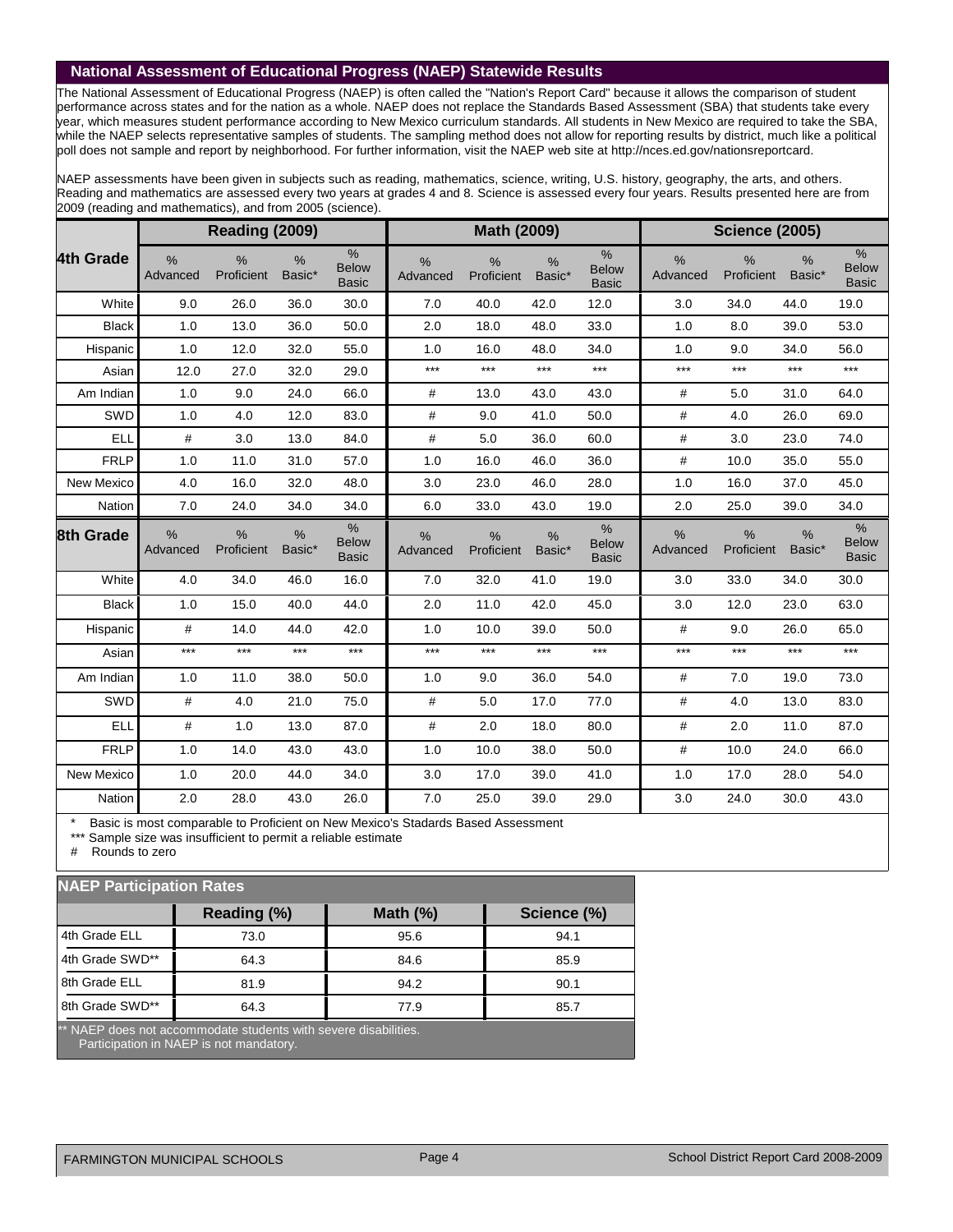## National Assessment of Educational Progress (NAEP) Statewide Results

The National Assessment of Educational Progress (NAEP) is often called the "Nation's Report Card" because it allows the comparison of student performance across states and for the nation as a whole. NAEP does not replace the Standards Based Assessment (SBA) that students take every year, which measures student performance according to New Mexico curriculum standards. All students in New Mexico are required to take the SBA, while the NAEP selects representative samples of students. The sampling method does not allow for reporting results by district, much like a political poll does not sample and report by neighborhood. For further information, visit the NAEP web site at http://nces.ed.gov/nationsreportcard.

NAEP assessments have been given in subjects such as reading, mathematics, science, writing, U.S. history, geography, the arts, and others. Reading and mathematics are assessed every two years at grades 4 and 8. Science is assessed every four years. Results presented here are from 2009 (reading and mathematics), and from 2005 (science).

| | Reading (2009) | | | | Math (2009) | | | | Science (2005) | | | |
|---|---|---|---|---|---|---|---|---|---|---|---|---|
| **4th Grade** | % Advanced | % Proficient | % Basic* | % Below Basic | % Advanced | % Proficient | % Basic* | % Below Basic | % Advanced | % Proficient | % Basic* | % Below Basic |
| White | 9.0 | 26.0 | 36.0 | 30.0 | 7.0 | 40.0 | 42.0 | 12.0 | 3.0 | 34.0 | 44.0 | 19.0 |
| Black | 1.0 | 13.0 | 36.0 | 50.0 | 2.0 | 18.0 | 48.0 | 33.0 | 1.0 | 8.0 | 39.0 | 53.0 |
| Hispanic | 1.0 | 12.0 | 32.0 | 55.0 | 1.0 | 16.0 | 48.0 | 34.0 | 1.0 | 9.0 | 34.0 | 56.0 |
| Asian | 12.0 | 27.0 | 32.0 | 29.0 | *** | *** | *** | *** | *** | *** | *** | *** |
| Am Indian | 1.0 | 9.0 | 24.0 | 66.0 | # | 13.0 | 43.0 | 43.0 | # | 5.0 | 31.0 | 64.0 |
| SWD | 1.0 | 4.0 | 12.0 | 83.0 | # | 9.0 | 41.0 | 50.0 | # | 4.0 | 26.0 | 69.0 |
| ELL | # | 3.0 | 13.0 | 84.0 | # | 5.0 | 36.0 | 60.0 | # | 3.0 | 23.0 | 74.0 |
| FRLP | 1.0 | 11.0 | 31.0 | 57.0 | 1.0 | 16.0 | 46.0 | 36.0 | # | 10.0 | 35.0 | 55.0 |
| New Mexico | 4.0 | 16.0 | 32.0 | 48.0 | 3.0 | 23.0 | 46.0 | 28.0 | 1.0 | 16.0 | 37.0 | 45.0 |
| Nation | 7.0 | 24.0 | 34.0 | 34.0 | 6.0 | 33.0 | 43.0 | 19.0 | 2.0 | 25.0 | 39.0 | 34.0 |
| **8th Grade** | % Advanced | % Proficient | % Basic* | % Below Basic | % Advanced | % Proficient | % Basic* | % Below Basic | % Advanced | % Proficient | % Basic* | % Below Basic |
| White | 4.0 | 34.0 | 46.0 | 16.0 | 7.0 | 32.0 | 41.0 | 19.0 | 3.0 | 33.0 | 34.0 | 30.0 |
| Black | 1.0 | 15.0 | 40.0 | 44.0 | 2.0 | 11.0 | 42.0 | 45.0 | 3.0 | 12.0 | 23.0 | 63.0 |
| Hispanic | # | 14.0 | 44.0 | 42.0 | 1.0 | 10.0 | 39.0 | 50.0 | # | 9.0 | 26.0 | 65.0 |
| Asian | *** | *** | *** | *** | *** | *** | *** | *** | *** | *** | *** | *** |
| Am Indian | 1.0 | 11.0 | 38.0 | 50.0 | 1.0 | 9.0 | 36.0 | 54.0 | # | 7.0 | 19.0 | 73.0 |
| SWD | # | 4.0 | 21.0 | 75.0 | # | 5.0 | 17.0 | 77.0 | # | 4.0 | 13.0 | 83.0 |
| ELL | # | 1.0 | 13.0 | 87.0 | # | 2.0 | 18.0 | 80.0 | # | 2.0 | 11.0 | 87.0 |
| FRLP | 1.0 | 14.0 | 43.0 | 43.0 | 1.0 | 10.0 | 38.0 | 50.0 | # | 10.0 | 24.0 | 66.0 |
| New Mexico | 1.0 | 20.0 | 44.0 | 34.0 | 3.0 | 17.0 | 39.0 | 41.0 | 1.0 | 17.0 | 28.0 | 54.0 |
| Nation | 2.0 | 28.0 | 43.0 | 26.0 | 7.0 | 25.0 | 39.0 | 29.0 | 3.0 | 24.0 | 30.0 | 43.0 |

\* Basic is most comparable to Proficient on New Mexico's Stadards Based Assessment
*** Sample size was insufficient to permit a reliable estimate
\# Rounds to zero

### NAEP Participation Rates

| | Reading (%) | Math (%) | Science (%) |
|---|---|---|---|
| 4th Grade ELL | 73.0 | 95.6 | 94.1 |
| 4th Grade SWD** | 64.3 | 84.6 | 85.9 |
| 8th Grade ELL | 81.9 | 94.2 | 90.1 |
| 8th Grade SWD** | 64.3 | 77.9 | 85.7 |

** NAEP does not accommodate students with severe disabilities.
Participation in NAEP is not mandatory.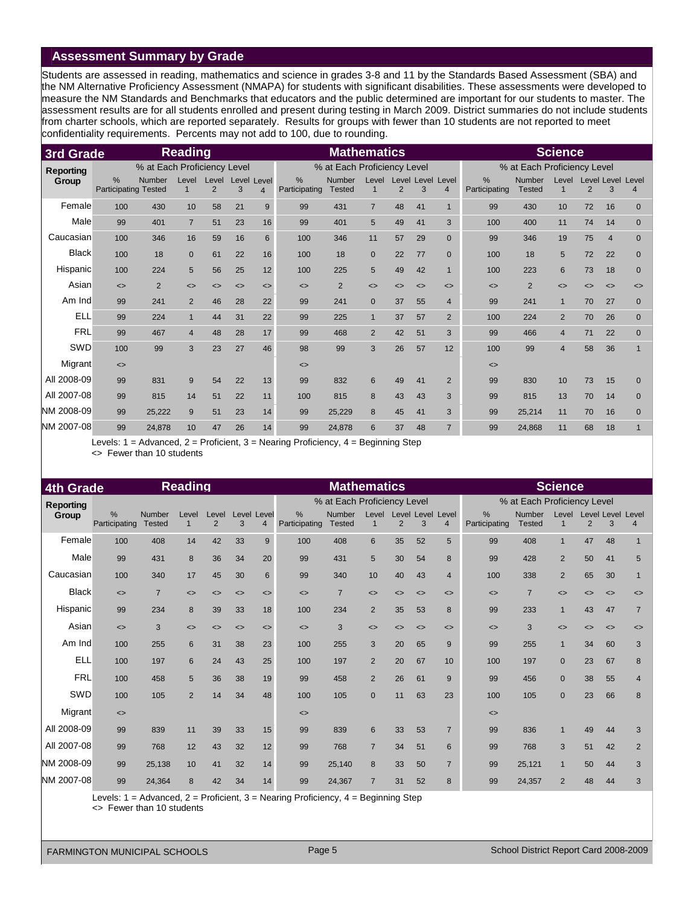## Assessment Summary by Grade

Students are assessed in reading, mathematics and science in grades 3-8 and 11 by the Standards Based Assessment (SBA) and the NM Alternative Proficiency Assessment (NMAPA) for students with significant disabilities. These assessments were developed to measure the NM Standards and Benchmarks that educators and the public determined are important for our students to master. The assessment results are for all students enrolled and present during testing in March 2009. District summaries do not include students from charter schools, which are reported separately. Results for groups with fewer than 10 students are not reported to meet confidentiality requirements. Percents may not add to 100, due to rounding.

### 3rd Grade

| Reporting Group | Reading | | % at Each Proficiency Level | | | | Mathematics | | % at Each Proficiency Level | | | | Science | | % at Each Proficiency Level | | | |
|---|---|---|---|---|---|---|---|---|---|---|---|---|---|---|---|---|---|---|
| | % Participating | Number Tested | Level 1 | Level 2 | Level 3 | Level 4 | % Participating | Number Tested | Level 1 | Level 2 | Level 3 | Level 4 | % Participating | Number Tested | Level 1 | Level 2 | Level 3 | Level 4 |
| Female | 100 | 430 | 10 | 58 | 21 | 9 | 99 | 431 | 7 | 48 | 41 | 1 | 99 | 430 | 10 | 72 | 16 | 0 |
| Male | 99 | 401 | 7 | 51 | 23 | 16 | 99 | 401 | 5 | 49 | 41 | 3 | 100 | 400 | 11 | 74 | 14 | 0 |
| Caucasian | 100 | 346 | 16 | 59 | 16 | 6 | 100 | 346 | 11 | 57 | 29 | 0 | 99 | 346 | 19 | 75 | 4 | 0 |
| Black | 100 | 18 | 0 | 61 | 22 | 16 | 100 | 18 | 0 | 22 | 77 | 0 | 100 | 18 | 5 | 72 | 22 | 0 |
| Hispanic | 100 | 224 | 5 | 56 | 25 | 12 | 100 | 225 | 5 | 49 | 42 | 1 | 100 | 223 | 6 | 73 | 18 | 0 |
| Asian | <> | 2 | <> | <> | <> | <> | <> | 2 | <> | <> | <> | <> | <> | 2 | <> | <> | <> | <> |
| Am Ind | 99 | 241 | 2 | 46 | 28 | 22 | 99 | 241 | 0 | 37 | 55 | 4 | 99 | 241 | 1 | 70 | 27 | 0 |
| ELL | 99 | 224 | 1 | 44 | 31 | 22 | 99 | 225 | 1 | 37 | 57 | 2 | 100 | 224 | 2 | 70 | 26 | 0 |
| FRL | 99 | 467 | 4 | 48 | 28 | 17 | 99 | 468 | 2 | 42 | 51 | 3 | 99 | 466 | 4 | 71 | 22 | 0 |
| SWD | 100 | 99 | 3 | 23 | 27 | 46 | 98 | 99 | 3 | 26 | 57 | 12 | 100 | 99 | 4 | 58 | 36 | 1 |
| Migrant | <> | | | | | | <> | | | | | | <> | | | | | |
| All 2008-09 | 99 | 831 | 9 | 54 | 22 | 13 | 99 | 832 | 6 | 49 | 41 | 2 | 99 | 830 | 10 | 73 | 15 | 0 |
| All 2007-08 | 99 | 815 | 14 | 51 | 22 | 11 | 100 | 815 | 8 | 43 | 43 | 3 | 99 | 815 | 13 | 70 | 14 | 0 |
| NM 2008-09 | 99 | 25,222 | 9 | 51 | 23 | 14 | 99 | 25,229 | 8 | 45 | 41 | 3 | 99 | 25,214 | 11 | 70 | 16 | 0 |
| NM 2007-08 | 99 | 24,878 | 10 | 47 | 26 | 14 | 99 | 24,878 | 6 | 37 | 48 | 7 | 99 | 24,868 | 11 | 68 | 18 | 1 |

Levels: 1 = Advanced, 2 = Proficient, 3 = Nearing Proficiency, 4 = Beginning Step
<> Fewer than 10 students

### 4th Grade

| Reporting Group | Reading | | | | | | Mathematics | | % at Each Proficiency Level | | | | Science | | % at Each Proficiency Level | | | |
|---|---|---|---|---|---|---|---|---|---|---|---|---|---|---|---|---|---|---|
| | % Participating | Number Tested | Level 1 | Level 2 | Level 3 | Level 4 | % Participating | Number Tested | Level 1 | Level 2 | Level 3 | Level 4 | % Participating | Number Tested | Level 1 | Level 2 | Level 3 | Level 4 |
| Female | 100 | 408 | 14 | 42 | 33 | 9 | 100 | 408 | 6 | 35 | 52 | 5 | 99 | 408 | 1 | 47 | 48 | 1 |
| Male | 99 | 431 | 8 | 36 | 34 | 20 | 99 | 431 | 5 | 30 | 54 | 8 | 99 | 428 | 2 | 50 | 41 | 5 |
| Caucasian | 100 | 340 | 17 | 45 | 30 | 6 | 99 | 340 | 10 | 40 | 43 | 4 | 100 | 338 | 2 | 65 | 30 | 1 |
| Black | <> | 7 | <> | <> | <> | <> | <> | 7 | <> | <> | <> | <> | <> | 7 | <> | <> | <> | <> |
| Hispanic | 99 | 234 | 8 | 39 | 33 | 18 | 100 | 234 | 2 | 35 | 53 | 8 | 99 | 233 | 1 | 43 | 47 | 7 |
| Asian | <> | 3 | <> | <> | <> | <> | <> | 3 | <> | <> | <> | <> | <> | 3 | <> | <> | <> | <> |
| Am Ind | 100 | 255 | 6 | 31 | 38 | 23 | 100 | 255 | 3 | 20 | 65 | 9 | 99 | 255 | 1 | 34 | 60 | 3 |
| ELL | 100 | 197 | 6 | 24 | 43 | 25 | 100 | 197 | 2 | 20 | 67 | 10 | 100 | 197 | 0 | 23 | 67 | 8 |
| FRL | 100 | 458 | 5 | 36 | 38 | 19 | 99 | 458 | 2 | 26 | 61 | 9 | 99 | 456 | 0 | 38 | 55 | 4 |
| SWD | 100 | 105 | 2 | 14 | 34 | 48 | 100 | 105 | 0 | 11 | 63 | 23 | 100 | 105 | 0 | 23 | 66 | 8 |
| Migrant | <> | | | | | | <> | | | | | | <> | | | | | |
| All 2008-09 | 99 | 839 | 11 | 39 | 33 | 15 | 99 | 839 | 6 | 33 | 53 | 7 | 99 | 836 | 1 | 49 | 44 | 3 |
| All 2007-08 | 99 | 768 | 12 | 43 | 32 | 12 | 99 | 768 | 7 | 34 | 51 | 6 | 99 | 768 | 3 | 51 | 42 | 2 |
| NM 2008-09 | 99 | 25,138 | 10 | 41 | 32 | 14 | 99 | 25,140 | 8 | 33 | 50 | 7 | 99 | 25,121 | 1 | 50 | 44 | 3 |
| NM 2007-08 | 99 | 24,364 | 8 | 42 | 34 | 14 | 99 | 24,367 | 7 | 31 | 52 | 8 | 99 | 24,357 | 2 | 48 | 44 | 3 |

Levels: 1 = Advanced, 2 = Proficient, 3 = Nearing Proficiency, 4 = Beginning Step
<> Fewer than 10 students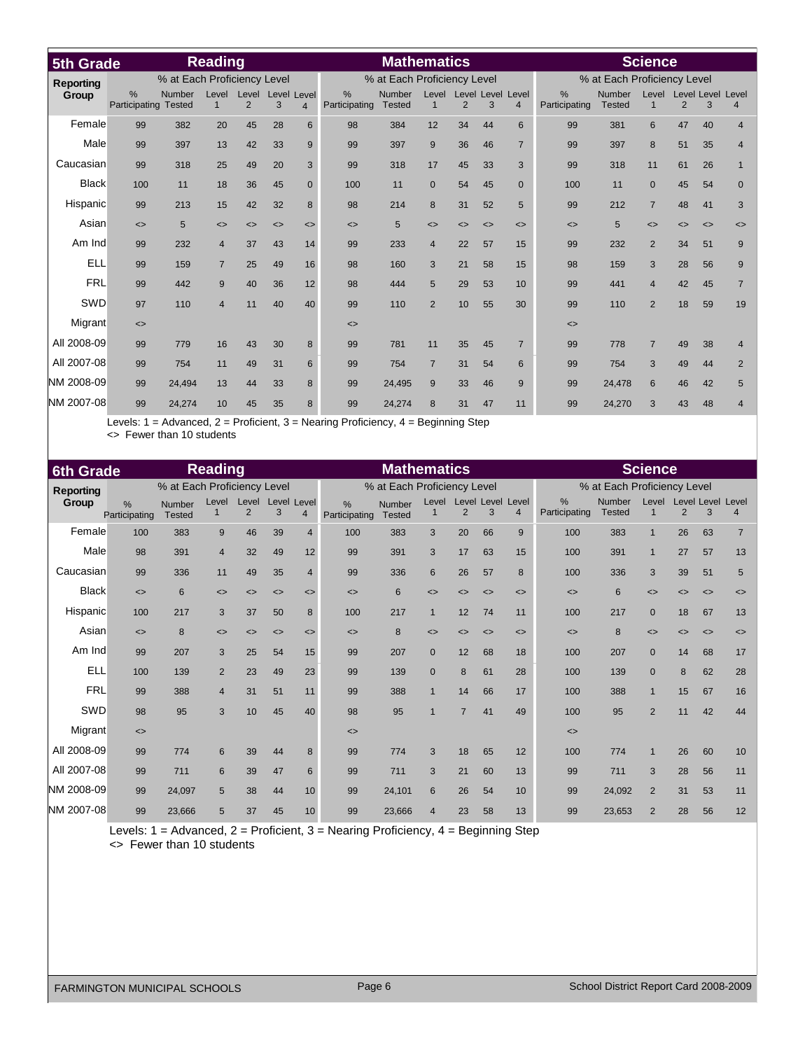## 5th Grade

| Reporting Group | Reading | | | | | | Mathematics | | | | | | Science | | | | | |
|---|---|---|---|---|---|---|---|---|---|---|---|---|---|---|---|---|---|---|
| | % at Each Proficiency Level | | | | | | % at Each Proficiency Level | | | | | | % at Each Proficiency Level | | | | | |
| | % Participating | Number Tested | Level 1 | Level 2 | Level 3 | Level 4 | % Participating | Number Tested | Level 1 | Level 2 | Level 3 | Level 4 | % Participating | Number Tested | Level 1 | Level 2 | Level 3 | Level 4 |
| Female | 99 | 382 | 20 | 45 | 28 | 6 | 98 | 384 | 12 | 34 | 44 | 6 | 99 | 381 | 6 | 47 | 40 | 4 |
| Male | 99 | 397 | 13 | 42 | 33 | 9 | 99 | 397 | 9 | 36 | 46 | 7 | 99 | 397 | 8 | 51 | 35 | 4 |
| Caucasian | 99 | 318 | 25 | 49 | 20 | 3 | 99 | 318 | 17 | 45 | 33 | 3 | 99 | 318 | 11 | 61 | 26 | 1 |
| Black | 100 | 11 | 18 | 36 | 45 | 0 | 100 | 11 | 0 | 54 | 45 | 0 | 100 | 11 | 0 | 45 | 54 | 0 |
| Hispanic | 99 | 213 | 15 | 42 | 32 | 8 | 98 | 214 | 8 | 31 | 52 | 5 | 99 | 212 | 7 | 48 | 41 | 3 |
| Asian | <> | 5 | <> | <> | <> | <> | <> | 5 | <> | <> | <> | <> | <> | 5 | <> | <> | <> | <> |
| Am Ind | 99 | 232 | 4 | 37 | 43 | 14 | 99 | 233 | 4 | 22 | 57 | 15 | 99 | 232 | 2 | 34 | 51 | 9 |
| ELL | 99 | 159 | 7 | 25 | 49 | 16 | 98 | 160 | 3 | 21 | 58 | 15 | 98 | 159 | 3 | 28 | 56 | 9 |
| FRL | 99 | 442 | 9 | 40 | 36 | 12 | 98 | 444 | 5 | 29 | 53 | 10 | 99 | 441 | 4 | 42 | 45 | 7 |
| SWD | 97 | 110 | 4 | 11 | 40 | 40 | 99 | 110 | 2 | 10 | 55 | 30 | 99 | 110 | 2 | 18 | 59 | 19 |
| Migrant | <> | | | | | | <> | | | | | | <> | | | | | |
| All 2008-09 | 99 | 779 | 16 | 43 | 30 | 8 | 99 | 781 | 11 | 35 | 45 | 7 | 99 | 778 | 7 | 49 | 38 | 4 |
| All 2007-08 | 99 | 754 | 11 | 49 | 31 | 6 | 99 | 754 | 7 | 31 | 54 | 6 | 99 | 754 | 3 | 49 | 44 | 2 |
| NM 2008-09 | 99 | 24,494 | 13 | 44 | 33 | 8 | 99 | 24,495 | 9 | 33 | 46 | 9 | 99 | 24,478 | 6 | 46 | 42 | 5 |
| NM 2007-08 | 99 | 24,274 | 10 | 45 | 35 | 8 | 99 | 24,274 | 8 | 31 | 47 | 11 | 99 | 24,270 | 3 | 43 | 48 | 4 |

Levels: 1 = Advanced, 2 = Proficient, 3 = Nearing Proficiency, 4 = Beginning Step
<> Fewer than 10 students

## 6th Grade

| Reporting Group | Reading | | | | | | Mathematics | | | | | | Science | | | | | |
|---|---|---|---|---|---|---|---|---|---|---|---|---|---|---|---|---|---|---|
| | % at Each Proficiency Level | | | | | | % at Each Proficiency Level | | | | | | % at Each Proficiency Level | | | | | |
| | % Participating | Number Tested | Level 1 | Level 2 | Level 3 | Level 4 | % Participating | Number Tested | Level 1 | Level 2 | Level 3 | Level 4 | % Participating | Number Tested | Level 1 | Level 2 | Level 3 | Level 4 |
| Female | 100 | 383 | 9 | 46 | 39 | 4 | 100 | 383 | 3 | 20 | 66 | 9 | 100 | 383 | 1 | 26 | 63 | 7 |
| Male | 98 | 391 | 4 | 32 | 49 | 12 | 99 | 391 | 3 | 17 | 63 | 15 | 100 | 391 | 1 | 27 | 57 | 13 |
| Caucasian | 99 | 336 | 11 | 49 | 35 | 4 | 99 | 336 | 6 | 26 | 57 | 8 | 100 | 336 | 3 | 39 | 51 | 5 |
| Black | <> | 6 | <> | <> | <> | <> | <> | 6 | <> | <> | <> | <> | <> | 6 | <> | <> | <> | <> |
| Hispanic | 100 | 217 | 3 | 37 | 50 | 8 | 100 | 217 | 1 | 12 | 74 | 11 | 100 | 217 | 0 | 18 | 67 | 13 |
| Asian | <> | 8 | <> | <> | <> | <> | <> | 8 | <> | <> | <> | <> | <> | 8 | <> | <> | <> | <> |
| Am Ind | 99 | 207 | 3 | 25 | 54 | 15 | 99 | 207 | 0 | 12 | 68 | 18 | 100 | 207 | 0 | 14 | 68 | 17 |
| ELL | 100 | 139 | 2 | 23 | 49 | 23 | 99 | 139 | 0 | 8 | 61 | 28 | 100 | 139 | 0 | 8 | 62 | 28 |
| FRL | 99 | 388 | 4 | 31 | 51 | 11 | 99 | 388 | 1 | 14 | 66 | 17 | 100 | 388 | 1 | 15 | 67 | 16 |
| SWD | 98 | 95 | 3 | 10 | 45 | 40 | 98 | 95 | 1 | 7 | 41 | 49 | 100 | 95 | 2 | 11 | 42 | 44 |
| Migrant | <> | | | | | | <> | | | | | | <> | | | | | |
| All 2008-09 | 99 | 774 | 6 | 39 | 44 | 8 | 99 | 774 | 3 | 18 | 65 | 12 | 100 | 774 | 1 | 26 | 60 | 10 |
| All 2007-08 | 99 | 711 | 6 | 39 | 47 | 6 | 99 | 711 | 3 | 21 | 60 | 13 | 99 | 711 | 3 | 28 | 56 | 11 |
| NM 2008-09 | 99 | 24,097 | 5 | 38 | 44 | 10 | 99 | 24,101 | 6 | 26 | 54 | 10 | 99 | 24,092 | 2 | 31 | 53 | 11 |
| NM 2007-08 | 99 | 23,666 | 5 | 37 | 45 | 10 | 99 | 23,666 | 4 | 23 | 58 | 13 | 99 | 23,653 | 2 | 28 | 56 | 12 |

Levels: 1 = Advanced, 2 = Proficient, 3 = Nearing Proficiency, 4 = Beginning Step
<> Fewer than 10 students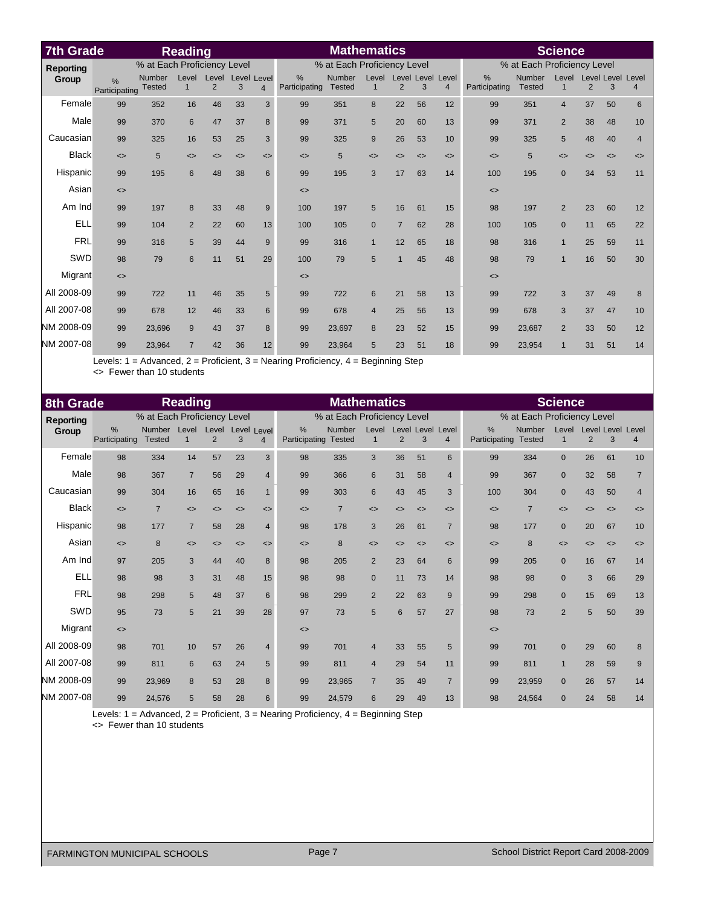## 7th Grade

| Reporting Group | Reading | | | | | | Mathematics | | | | | | Science | | | | | |
|---|---|---|---|---|---|---|---|---|---|---|---|---|---|---|---|---|---|---|
| | % at Each Proficiency Level | | | | | | % at Each Proficiency Level | | | | | | % at Each Proficiency Level | | | | | |
| | % Participating | Number Tested | Level 1 | Level 2 | Level 3 | Level 4 | % Participating | Number Tested | Level 1 | Level 2 | Level 3 | Level 4 | % Participating | Number Tested | Level 1 | Level 2 | Level 3 | Level 4 |
| Female | 99 | 352 | 16 | 46 | 33 | 3 | 99 | 351 | 8 | 22 | 56 | 12 | 99 | 351 | 4 | 37 | 50 | 6 |
| Male | 99 | 370 | 6 | 47 | 37 | 8 | 99 | 371 | 5 | 20 | 60 | 13 | 99 | 371 | 2 | 38 | 48 | 10 |
| Caucasian | 99 | 325 | 16 | 53 | 25 | 3 | 99 | 325 | 9 | 26 | 53 | 10 | 99 | 325 | 5 | 48 | 40 | 4 |
| Black | <> | 5 | <> | <> | <> | <> | <> | 5 | <> | <> | <> | <> | <> | 5 | <> | <> | <> | <> |
| Hispanic | 99 | 195 | 6 | 48 | 38 | 6 | 99 | 195 | 3 | 17 | 63 | 14 | 100 | 195 | 0 | 34 | 53 | 11 |
| Asian | <> | | | | | | <> | | | | | | <> | | | | | |
| Am Ind | 99 | 197 | 8 | 33 | 48 | 9 | 100 | 197 | 5 | 16 | 61 | 15 | 98 | 197 | 2 | 23 | 60 | 12 |
| ELL | 99 | 104 | 2 | 22 | 60 | 13 | 100 | 105 | 0 | 7 | 62 | 28 | 100 | 105 | 0 | 11 | 65 | 22 |
| FRL | 99 | 316 | 5 | 39 | 44 | 9 | 99 | 316 | 1 | 12 | 65 | 18 | 98 | 316 | 1 | 25 | 59 | 11 |
| SWD | 98 | 79 | 6 | 11 | 51 | 29 | 100 | 79 | 5 | 1 | 45 | 48 | 98 | 79 | 1 | 16 | 50 | 30 |
| Migrant | <> | | | | | | <> | | | | | | <> | | | | | |
| All 2008-09 | 99 | 722 | 11 | 46 | 35 | 5 | 99 | 722 | 6 | 21 | 58 | 13 | 99 | 722 | 3 | 37 | 49 | 8 |
| All 2007-08 | 99 | 678 | 12 | 46 | 33 | 6 | 99 | 678 | 4 | 25 | 56 | 13 | 99 | 678 | 3 | 37 | 47 | 10 |
| NM 2008-09 | 99 | 23,696 | 9 | 43 | 37 | 8 | 99 | 23,697 | 8 | 23 | 52 | 15 | 99 | 23,687 | 2 | 33 | 50 | 12 |
| NM 2007-08 | 99 | 23,964 | 7 | 42 | 36 | 12 | 99 | 23,964 | 5 | 23 | 51 | 18 | 99 | 23,954 | 1 | 31 | 51 | 14 |

Levels: 1 = Advanced, 2 = Proficient, 3 = Nearing Proficiency, 4 = Beginning Step
<> Fewer than 10 students

## 8th Grade

| Reporting Group | Reading | | | | | | Mathematics | | | | | | Science | | | | | |
|---|---|---|---|---|---|---|---|---|---|---|---|---|---|---|---|---|---|---|
| | % at Each Proficiency Level | | | | | | % at Each Proficiency Level | | | | | | % at Each Proficiency Level | | | | | |
| | % Participating | Number Tested | Level 1 | Level 2 | Level 3 | Level 4 | % Participating | Number Tested | Level 1 | Level 2 | Level 3 | Level 4 | % Participating | Number Tested | Level 1 | Level 2 | Level 3 | Level 4 |
| Female | 98 | 334 | 14 | 57 | 23 | 3 | 98 | 335 | 3 | 36 | 51 | 6 | 99 | 334 | 0 | 26 | 61 | 10 |
| Male | 98 | 367 | 7 | 56 | 29 | 4 | 99 | 366 | 6 | 31 | 58 | 4 | 99 | 367 | 0 | 32 | 58 | 7 |
| Caucasian | 99 | 304 | 16 | 65 | 16 | 1 | 99 | 303 | 6 | 43 | 45 | 3 | 100 | 304 | 0 | 43 | 50 | 4 |
| Black | <> | 7 | <> | <> | <> | <> | <> | 7 | <> | <> | <> | <> | <> | 7 | <> | <> | <> | <> |
| Hispanic | 98 | 177 | 7 | 58 | 28 | 4 | 98 | 178 | 3 | 26 | 61 | 7 | 98 | 177 | 0 | 20 | 67 | 10 |
| Asian | <> | 8 | <> | <> | <> | <> | <> | 8 | <> | <> | <> | <> | <> | 8 | <> | <> | <> | <> |
| Am Ind | 97 | 205 | 3 | 44 | 40 | 8 | 98 | 205 | 2 | 23 | 64 | 6 | 99 | 205 | 0 | 16 | 67 | 14 |
| ELL | 98 | 98 | 3 | 31 | 48 | 15 | 98 | 98 | 0 | 11 | 73 | 14 | 98 | 98 | 0 | 3 | 66 | 29 |
| FRL | 98 | 298 | 5 | 48 | 37 | 6 | 98 | 299 | 2 | 22 | 63 | 9 | 99 | 298 | 0 | 15 | 69 | 13 |
| SWD | 95 | 73 | 5 | 21 | 39 | 28 | 97 | 73 | 5 | 6 | 57 | 27 | 98 | 73 | 2 | 5 | 50 | 39 |
| Migrant | <> | | | | | | <> | | | | | | <> | | | | | |
| All 2008-09 | 98 | 701 | 10 | 57 | 26 | 4 | 99 | 701 | 4 | 33 | 55 | 5 | 99 | 701 | 0 | 29 | 60 | 8 |
| All 2007-08 | 99 | 811 | 6 | 63 | 24 | 5 | 99 | 811 | 4 | 29 | 54 | 11 | 99 | 811 | 1 | 28 | 59 | 9 |
| NM 2008-09 | 99 | 23,969 | 8 | 53 | 28 | 8 | 99 | 23,965 | 7 | 35 | 49 | 7 | 99 | 23,959 | 0 | 26 | 57 | 14 |
| NM 2007-08 | 99 | 24,576 | 5 | 58 | 28 | 6 | 99 | 24,579 | 6 | 29 | 49 | 13 | 98 | 24,564 | 0 | 24 | 58 | 14 |

Levels: 1 = Advanced, 2 = Proficient, 3 = Nearing Proficiency, 4 = Beginning Step
<> Fewer than 10 students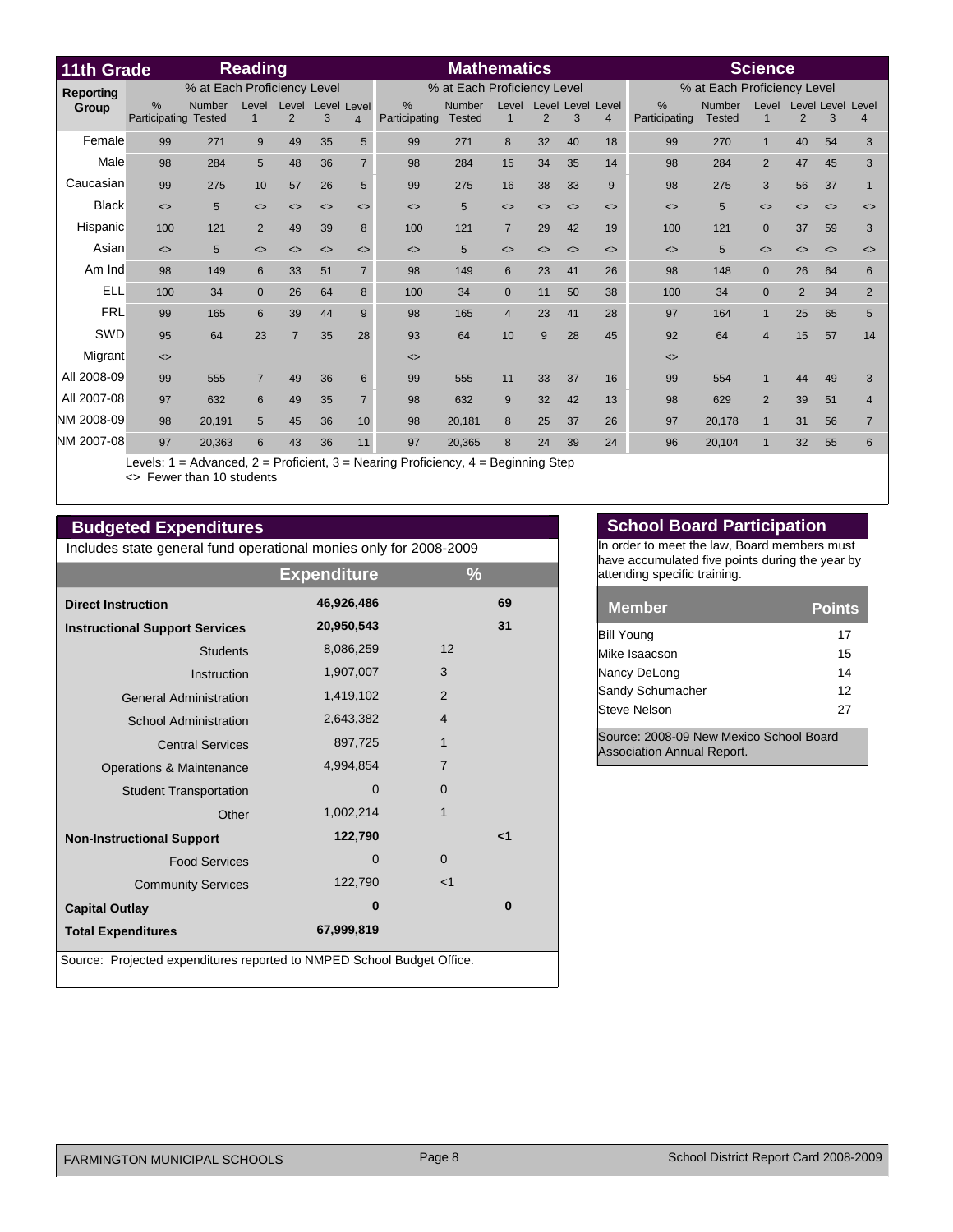## 11th Grade

| Reporting Group | Reading | | | | | | Mathematics | | | | | | Science | | | | | |
|---|---|---|---|---|---|---|---|---|---|---|---|---|---|---|---|---|---|---|
| | % at Each Proficiency Level | | | | | | % at Each Proficiency Level | | | | | | % at Each Proficiency Level | | | | | |
| | % Participating | Number Tested | Level 1 | Level 2 | Level 3 | Level 4 | % Participating | Number Tested | Level 1 | Level 2 | Level 3 | Level 4 | % Participating | Number Tested | Level 1 | Level 2 | Level 3 | Level 4 |
| Female | 99 | 271 | 9 | 49 | 35 | 5 | 99 | 271 | 8 | 32 | 40 | 18 | 99 | 270 | 1 | 40 | 54 | 3 |
| Male | 98 | 284 | 5 | 48 | 36 | 7 | 98 | 284 | 15 | 34 | 35 | 14 | 98 | 284 | 2 | 47 | 45 | 3 |
| Caucasian | 99 | 275 | 10 | 57 | 26 | 5 | 99 | 275 | 16 | 38 | 33 | 9 | 98 | 275 | 3 | 56 | 37 | 1 |
| Black | <> | 5 | <> | <> | <> | <> | <> | 5 | <> | <> | <> | <> | <> | 5 | <> | <> | <> | <> |
| Hispanic | 100 | 121 | 2 | 49 | 39 | 8 | 100 | 121 | 7 | 29 | 42 | 19 | 100 | 121 | 0 | 37 | 59 | 3 |
| Asian | <> | 5 | <> | <> | <> | <> | <> | 5 | <> | <> | <> | <> | <> | 5 | <> | <> | <> | <> |
| Am Ind | 98 | 149 | 6 | 33 | 51 | 7 | 98 | 149 | 6 | 23 | 41 | 26 | 98 | 148 | 0 | 26 | 64 | 6 |
| ELL | 100 | 34 | 0 | 26 | 64 | 8 | 100 | 34 | 0 | 11 | 50 | 38 | 100 | 34 | 0 | 2 | 94 | 2 |
| FRL | 99 | 165 | 6 | 39 | 44 | 9 | 98 | 165 | 4 | 23 | 41 | 28 | 97 | 164 | 1 | 25 | 65 | 5 |
| SWD | 95 | 64 | 23 | 7 | 35 | 28 | 93 | 64 | 10 | 9 | 28 | 45 | 92 | 64 | 4 | 15 | 57 | 14 |
| Migrant | <> | | | | | | <> | | | | | | <> | | | | | |
| All 2008-09 | 99 | 555 | 7 | 49 | 36 | 6 | 99 | 555 | 11 | 33 | 37 | 16 | 99 | 554 | 1 | 44 | 49 | 3 |
| All 2007-08 | 97 | 632 | 6 | 49 | 35 | 7 | 98 | 632 | 9 | 32 | 42 | 13 | 98 | 629 | 2 | 39 | 51 | 4 |
| NM 2008-09 | 98 | 20,191 | 5 | 45 | 36 | 10 | 98 | 20,181 | 8 | 25 | 37 | 26 | 97 | 20,178 | 1 | 31 | 56 | 7 |
| NM 2007-08 | 97 | 20,363 | 6 | 43 | 36 | 11 | 97 | 20,365 | 8 | 24 | 39 | 24 | 96 | 20,104 | 1 | 32 | 55 | 6 |

Levels: 1 = Advanced, 2 = Proficient, 3 = Nearing Proficiency, 4 = Beginning Step

<> Fewer than 10 students

## Budgeted Expenditures

Includes state general fund operational monies only for 2008-2009

| | Expenditure | % | |
|---|---|---|---|
| **Direct Instruction** | **46,926,486** | | **69** |
| **Instructional Support Services** | **20,950,543** | | **31** |
| Students | 8,086,259 | 12 | |
| Instruction | 1,907,007 | 3 | |
| General Administration | 1,419,102 | 2 | |
| School Administration | 2,643,382 | 4 | |
| Central Services | 897,725 | 1 | |
| Operations & Maintenance | 4,994,854 | 7 | |
| Student Transportation | 0 | 0 | |
| Other | 1,002,214 | 1 | |
| **Non-Instructional Support** | **122,790** | | **<1** |
| Food Services | 0 | 0 | |
| Community Services | 122,790 | <1 | |
| **Capital Outlay** | **0** | | **0** |
| **Total Expenditures** | **67,999,819** | | |

Source: Projected expenditures reported to NMPED School Budget Office.

## School Board Participation

In order to meet the law, Board members must have accumulated five points during the year by attending specific training.

| Member | Points |
|---|---|
| Bill Young | 17 |
| Mike Isaacson | 15 |
| Nancy DeLong | 14 |
| Sandy Schumacher | 12 |
| Steve Nelson | 27 |

Source: 2008-09 New Mexico School Board Association Annual Report.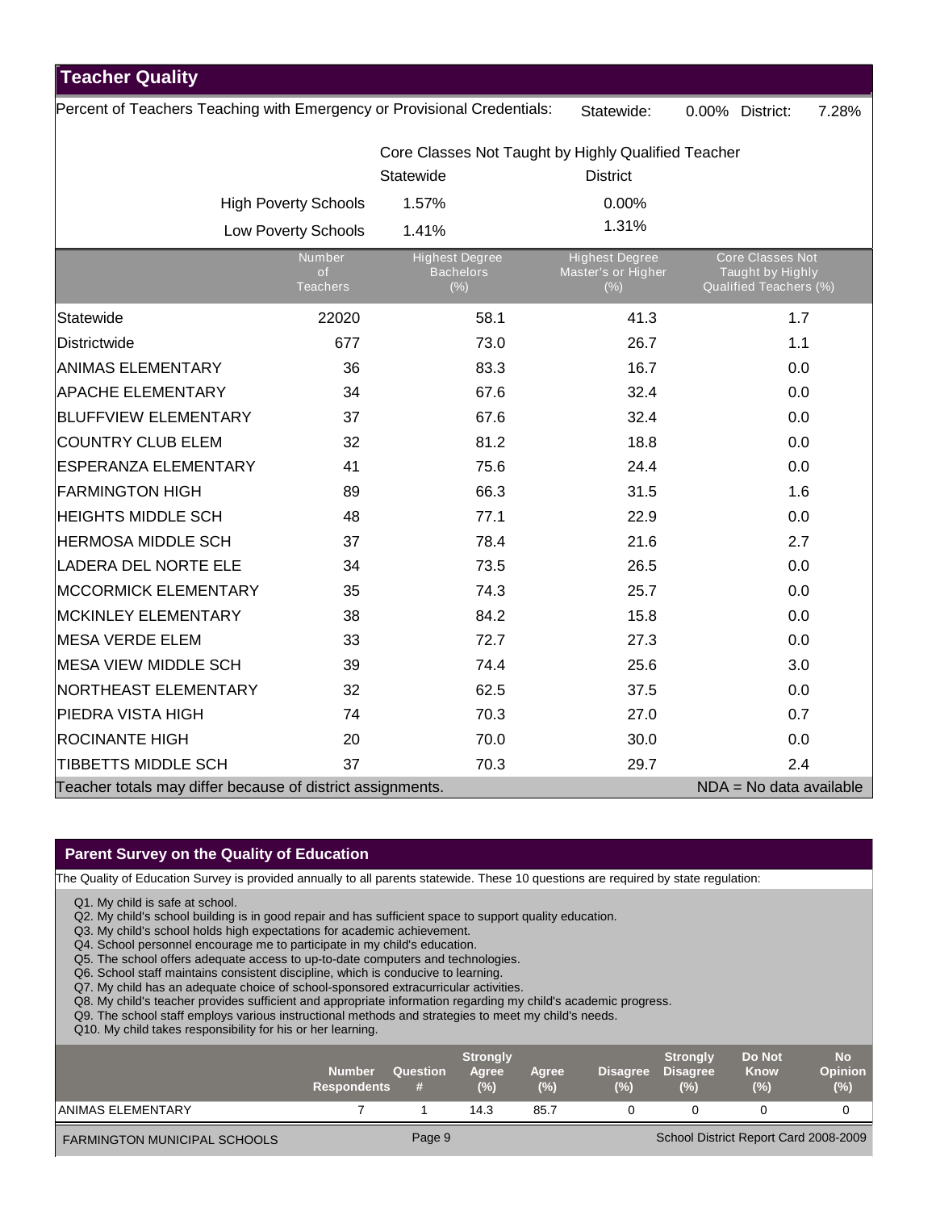## Teacher Quality

Percent of Teachers Teaching with Emergency or Provisional Credentials: Statewide: 0.00% District: 7.28%

| | Core Classes Not Taught by Highly Qualified Teacher | |
|---|---|---|
| | Statewide | District |
| High Poverty Schools | 1.57% | 0.00% |
| Low Poverty Schools | 1.41% | 1.31% |

| | Number of Teachers | Highest Degree Bachelors (%) | Highest Degree Master's or Higher (%) | Core Classes Not Taught by Highly Qualified Teachers (%) |
|---|---|---|---|---|
| Statewide | 22020 | 58.1 | 41.3 | 1.7 |
| Districtwide | 677 | 73.0 | 26.7 | 1.1 |
| ANIMAS ELEMENTARY | 36 | 83.3 | 16.7 | 0.0 |
| APACHE ELEMENTARY | 34 | 67.6 | 32.4 | 0.0 |
| BLUFFVIEW ELEMENTARY | 37 | 67.6 | 32.4 | 0.0 |
| COUNTRY CLUB ELEM | 32 | 81.2 | 18.8 | 0.0 |
| ESPERANZA ELEMENTARY | 41 | 75.6 | 24.4 | 0.0 |
| FARMINGTON HIGH | 89 | 66.3 | 31.5 | 1.6 |
| HEIGHTS MIDDLE SCH | 48 | 77.1 | 22.9 | 0.0 |
| HERMOSA MIDDLE SCH | 37 | 78.4 | 21.6 | 2.7 |
| LADERA DEL NORTE ELE | 34 | 73.5 | 26.5 | 0.0 |
| MCCORMICK ELEMENTARY | 35 | 74.3 | 25.7 | 0.0 |
| MCKINLEY ELEMENTARY | 38 | 84.2 | 15.8 | 0.0 |
| MESA VERDE ELEM | 33 | 72.7 | 27.3 | 0.0 |
| MESA VIEW MIDDLE SCH | 39 | 74.4 | 25.6 | 3.0 |
| NORTHEAST ELEMENTARY | 32 | 62.5 | 37.5 | 0.0 |
| PIEDRA VISTA HIGH | 74 | 70.3 | 27.0 | 0.7 |
| ROCINANTE HIGH | 20 | 70.0 | 30.0 | 0.0 |
| TIBBETTS MIDDLE SCH | 37 | 70.3 | 29.7 | 2.4 |

Teacher totals may differ because of district assignments. NDA = No data available

## Parent Survey on the Quality of Education

The Quality of Education Survey is provided annually to all parents statewide. These 10 questions are required by state regulation:

- Q1. My child is safe at school.
- Q2. My child's school building is in good repair and has sufficient space to support quality education.
- Q3. My child's school holds high expectations for academic achievement.
- Q4. School personnel encourage me to participate in my child's education.
- Q5. The school offers adequate access to up-to-date computers and technologies.
- Q6. School staff maintains consistent discipline, which is conducive to learning.
- Q7. My child has an adequate choice of school-sponsored extracurricular activities.
- Q8. My child's teacher provides sufficient and appropriate information regarding my child's academic progress.
- Q9. The school staff employs various instructional methods and strategies to meet my child's needs.
- Q10. My child takes responsibility for his or her learning.

| | Number Respondents | Question # | Strongly Agree (%) | Agree (%) | Disagree (%) | Strongly Disagree (%) | Do Not Know (%) | No Opinion (%) |
|---|---|---|---|---|---|---|---|---|
| ANIMAS ELEMENTARY | 7 | 1 | 14.3 | 85.7 | 0 | 0 | 0 | 0 |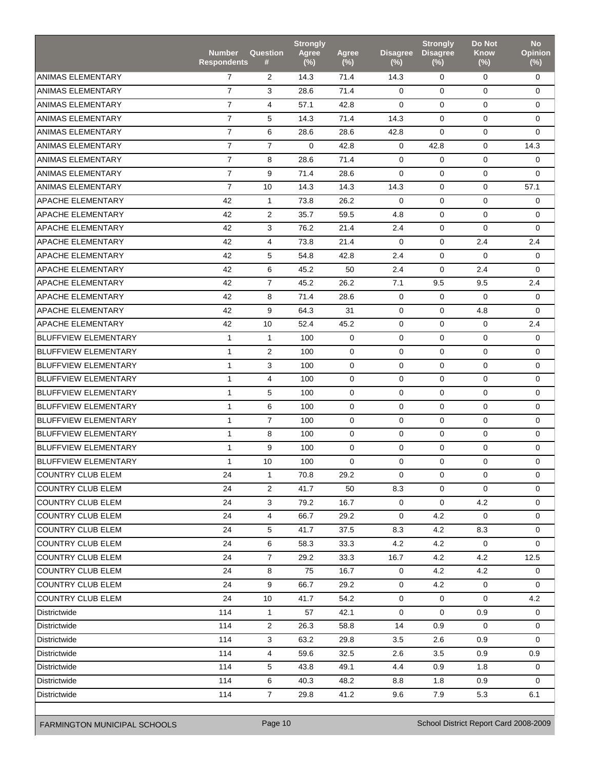| | Number Respondents | Question # | Strongly Agree (%) | Agree (%) | Disagree (%) | Strongly Disagree (%) | Do Not Know (%) | No Opinion (%) |
|---|---|---|---|---|---|---|---|---|
| ANIMAS ELEMENTARY | 7 | 2 | 14.3 | 71.4 | 14.3 | 0 | 0 | 0 |
| ANIMAS ELEMENTARY | 7 | 3 | 28.6 | 71.4 | 0 | 0 | 0 | 0 |
| ANIMAS ELEMENTARY | 7 | 4 | 57.1 | 42.8 | 0 | 0 | 0 | 0 |
| ANIMAS ELEMENTARY | 7 | 5 | 14.3 | 71.4 | 14.3 | 0 | 0 | 0 |
| ANIMAS ELEMENTARY | 7 | 6 | 28.6 | 28.6 | 42.8 | 0 | 0 | 0 |
| ANIMAS ELEMENTARY | 7 | 7 | 0 | 42.8 | 0 | 42.8 | 0 | 14.3 |
| ANIMAS ELEMENTARY | 7 | 8 | 28.6 | 71.4 | 0 | 0 | 0 | 0 |
| ANIMAS ELEMENTARY | 7 | 9 | 71.4 | 28.6 | 0 | 0 | 0 | 0 |
| ANIMAS ELEMENTARY | 7 | 10 | 14.3 | 14.3 | 14.3 | 0 | 0 | 57.1 |
| APACHE ELEMENTARY | 42 | 1 | 73.8 | 26.2 | 0 | 0 | 0 | 0 |
| APACHE ELEMENTARY | 42 | 2 | 35.7 | 59.5 | 4.8 | 0 | 0 | 0 |
| APACHE ELEMENTARY | 42 | 3 | 76.2 | 21.4 | 2.4 | 0 | 0 | 0 |
| APACHE ELEMENTARY | 42 | 4 | 73.8 | 21.4 | 0 | 0 | 2.4 | 2.4 |
| APACHE ELEMENTARY | 42 | 5 | 54.8 | 42.8 | 2.4 | 0 | 0 | 0 |
| APACHE ELEMENTARY | 42 | 6 | 45.2 | 50 | 2.4 | 0 | 2.4 | 0 |
| APACHE ELEMENTARY | 42 | 7 | 45.2 | 26.2 | 7.1 | 9.5 | 9.5 | 2.4 |
| APACHE ELEMENTARY | 42 | 8 | 71.4 | 28.6 | 0 | 0 | 0 | 0 |
| APACHE ELEMENTARY | 42 | 9 | 64.3 | 31 | 0 | 0 | 4.8 | 0 |
| APACHE ELEMENTARY | 42 | 10 | 52.4 | 45.2 | 0 | 0 | 0 | 2.4 |
| BLUFFVIEW ELEMENTARY | 1 | 1 | 100 | 0 | 0 | 0 | 0 | 0 |
| BLUFFVIEW ELEMENTARY | 1 | 2 | 100 | 0 | 0 | 0 | 0 | 0 |
| BLUFFVIEW ELEMENTARY | 1 | 3 | 100 | 0 | 0 | 0 | 0 | 0 |
| BLUFFVIEW ELEMENTARY | 1 | 4 | 100 | 0 | 0 | 0 | 0 | 0 |
| BLUFFVIEW ELEMENTARY | 1 | 5 | 100 | 0 | 0 | 0 | 0 | 0 |
| BLUFFVIEW ELEMENTARY | 1 | 6 | 100 | 0 | 0 | 0 | 0 | 0 |
| BLUFFVIEW ELEMENTARY | 1 | 7 | 100 | 0 | 0 | 0 | 0 | 0 |
| BLUFFVIEW ELEMENTARY | 1 | 8 | 100 | 0 | 0 | 0 | 0 | 0 |
| BLUFFVIEW ELEMENTARY | 1 | 9 | 100 | 0 | 0 | 0 | 0 | 0 |
| BLUFFVIEW ELEMENTARY | 1 | 10 | 100 | 0 | 0 | 0 | 0 | 0 |
| COUNTRY CLUB ELEM | 24 | 1 | 70.8 | 29.2 | 0 | 0 | 0 | 0 |
| COUNTRY CLUB ELEM | 24 | 2 | 41.7 | 50 | 8.3 | 0 | 0 | 0 |
| COUNTRY CLUB ELEM | 24 | 3 | 79.2 | 16.7 | 0 | 0 | 4.2 | 0 |
| COUNTRY CLUB ELEM | 24 | 4 | 66.7 | 29.2 | 0 | 4.2 | 0 | 0 |
| COUNTRY CLUB ELEM | 24 | 5 | 41.7 | 37.5 | 8.3 | 4.2 | 8.3 | 0 |
| COUNTRY CLUB ELEM | 24 | 6 | 58.3 | 33.3 | 4.2 | 4.2 | 0 | 0 |
| COUNTRY CLUB ELEM | 24 | 7 | 29.2 | 33.3 | 16.7 | 4.2 | 4.2 | 12.5 |
| COUNTRY CLUB ELEM | 24 | 8 | 75 | 16.7 | 0 | 4.2 | 4.2 | 0 |
| COUNTRY CLUB ELEM | 24 | 9 | 66.7 | 29.2 | 0 | 4.2 | 0 | 0 |
| COUNTRY CLUB ELEM | 24 | 10 | 41.7 | 54.2 | 0 | 0 | 0 | 4.2 |
| Districtwide | 114 | 1 | 57 | 42.1 | 0 | 0 | 0.9 | 0 |
| Districtwide | 114 | 2 | 26.3 | 58.8 | 14 | 0.9 | 0 | 0 |
| Districtwide | 114 | 3 | 63.2 | 29.8 | 3.5 | 2.6 | 0.9 | 0 |
| Districtwide | 114 | 4 | 59.6 | 32.5 | 2.6 | 3.5 | 0.9 | 0.9 |
| Districtwide | 114 | 5 | 43.8 | 49.1 | 4.4 | 0.9 | 1.8 | 0 |
| Districtwide | 114 | 6 | 40.3 | 48.2 | 8.8 | 1.8 | 0.9 | 0 |
| Districtwide | 114 | 7 | 29.8 | 41.2 | 9.6 | 7.9 | 5.3 | 6.1 |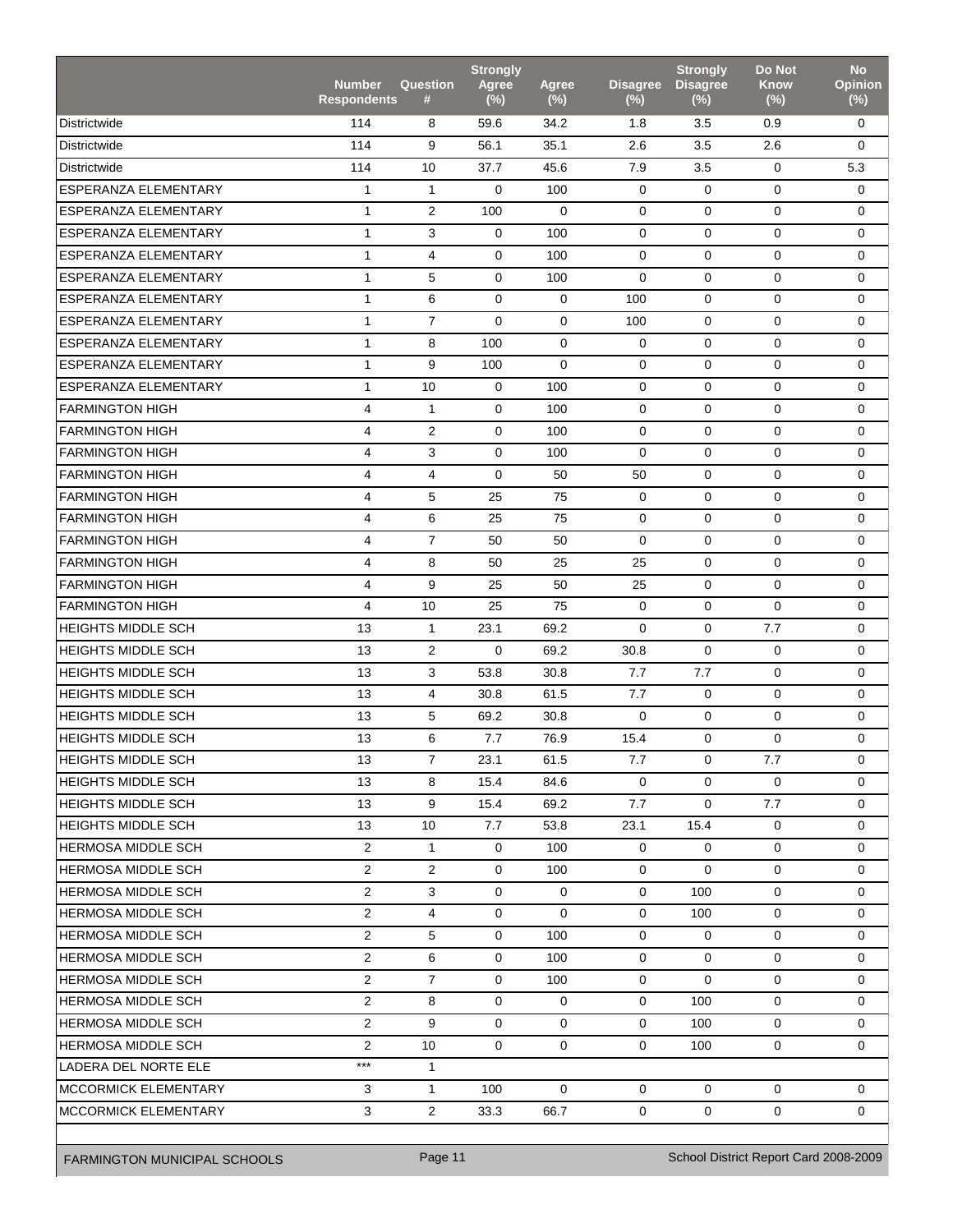| | Number Respondents | Question # | Strongly Agree (%) | Agree (%) | Disagree (%) | Strongly Disagree (%) | Do Not Know (%) | No Opinion (%) |
|---|---|---|---|---|---|---|---|---|
| Districtwide | 114 | 8 | 59.6 | 34.2 | 1.8 | 3.5 | 0.9 | 0 |
| Districtwide | 114 | 9 | 56.1 | 35.1 | 2.6 | 3.5 | 2.6 | 0 |
| Districtwide | 114 | 10 | 37.7 | 45.6 | 7.9 | 3.5 | 0 | 5.3 |
| ESPERANZA ELEMENTARY | 1 | 1 | 0 | 100 | 0 | 0 | 0 | 0 |
| ESPERANZA ELEMENTARY | 1 | 2 | 100 | 0 | 0 | 0 | 0 | 0 |
| ESPERANZA ELEMENTARY | 1 | 3 | 0 | 100 | 0 | 0 | 0 | 0 |
| ESPERANZA ELEMENTARY | 1 | 4 | 0 | 100 | 0 | 0 | 0 | 0 |
| ESPERANZA ELEMENTARY | 1 | 5 | 0 | 100 | 0 | 0 | 0 | 0 |
| ESPERANZA ELEMENTARY | 1 | 6 | 0 | 0 | 100 | 0 | 0 | 0 |
| ESPERANZA ELEMENTARY | 1 | 7 | 0 | 0 | 100 | 0 | 0 | 0 |
| ESPERANZA ELEMENTARY | 1 | 8 | 100 | 0 | 0 | 0 | 0 | 0 |
| ESPERANZA ELEMENTARY | 1 | 9 | 100 | 0 | 0 | 0 | 0 | 0 |
| ESPERANZA ELEMENTARY | 1 | 10 | 0 | 100 | 0 | 0 | 0 | 0 |
| FARMINGTON HIGH | 4 | 1 | 0 | 100 | 0 | 0 | 0 | 0 |
| FARMINGTON HIGH | 4 | 2 | 0 | 100 | 0 | 0 | 0 | 0 |
| FARMINGTON HIGH | 4 | 3 | 0 | 100 | 0 | 0 | 0 | 0 |
| FARMINGTON HIGH | 4 | 4 | 0 | 50 | 50 | 0 | 0 | 0 |
| FARMINGTON HIGH | 4 | 5 | 25 | 75 | 0 | 0 | 0 | 0 |
| FARMINGTON HIGH | 4 | 6 | 25 | 75 | 0 | 0 | 0 | 0 |
| FARMINGTON HIGH | 4 | 7 | 50 | 50 | 0 | 0 | 0 | 0 |
| FARMINGTON HIGH | 4 | 8 | 50 | 25 | 25 | 0 | 0 | 0 |
| FARMINGTON HIGH | 4 | 9 | 25 | 50 | 25 | 0 | 0 | 0 |
| FARMINGTON HIGH | 4 | 10 | 25 | 75 | 0 | 0 | 0 | 0 |
| HEIGHTS MIDDLE SCH | 13 | 1 | 23.1 | 69.2 | 0 | 0 | 7.7 | 0 |
| HEIGHTS MIDDLE SCH | 13 | 2 | 0 | 69.2 | 30.8 | 0 | 0 | 0 |
| HEIGHTS MIDDLE SCH | 13 | 3 | 53.8 | 30.8 | 7.7 | 7.7 | 0 | 0 |
| HEIGHTS MIDDLE SCH | 13 | 4 | 30.8 | 61.5 | 7.7 | 0 | 0 | 0 |
| HEIGHTS MIDDLE SCH | 13 | 5 | 69.2 | 30.8 | 0 | 0 | 0 | 0 |
| HEIGHTS MIDDLE SCH | 13 | 6 | 7.7 | 76.9 | 15.4 | 0 | 0 | 0 |
| HEIGHTS MIDDLE SCH | 13 | 7 | 23.1 | 61.5 | 7.7 | 0 | 7.7 | 0 |
| HEIGHTS MIDDLE SCH | 13 | 8 | 15.4 | 84.6 | 0 | 0 | 0 | 0 |
| HEIGHTS MIDDLE SCH | 13 | 9 | 15.4 | 69.2 | 7.7 | 0 | 7.7 | 0 |
| HEIGHTS MIDDLE SCH | 13 | 10 | 7.7 | 53.8 | 23.1 | 15.4 | 0 | 0 |
| HERMOSA MIDDLE SCH | 2 | 1 | 0 | 100 | 0 | 0 | 0 | 0 |
| HERMOSA MIDDLE SCH | 2 | 2 | 0 | 100 | 0 | 0 | 0 | 0 |
| HERMOSA MIDDLE SCH | 2 | 3 | 0 | 0 | 0 | 100 | 0 | 0 |
| HERMOSA MIDDLE SCH | 2 | 4 | 0 | 0 | 0 | 100 | 0 | 0 |
| HERMOSA MIDDLE SCH | 2 | 5 | 0 | 100 | 0 | 0 | 0 | 0 |
| HERMOSA MIDDLE SCH | 2 | 6 | 0 | 100 | 0 | 0 | 0 | 0 |
| HERMOSA MIDDLE SCH | 2 | 7 | 0 | 100 | 0 | 0 | 0 | 0 |
| HERMOSA MIDDLE SCH | 2 | 8 | 0 | 0 | 0 | 100 | 0 | 0 |
| HERMOSA MIDDLE SCH | 2 | 9 | 0 | 0 | 0 | 100 | 0 | 0 |
| HERMOSA MIDDLE SCH | 2 | 10 | 0 | 0 | 0 | 100 | 0 | 0 |
| LADERA DEL NORTE ELE | *** | 1 | | | | | | |
| MCCORMICK ELEMENTARY | 3 | 1 | 100 | 0 | 0 | 0 | 0 | 0 |
| MCCORMICK ELEMENTARY | 3 | 2 | 33.3 | 66.7 | 0 | 0 | 0 | 0 |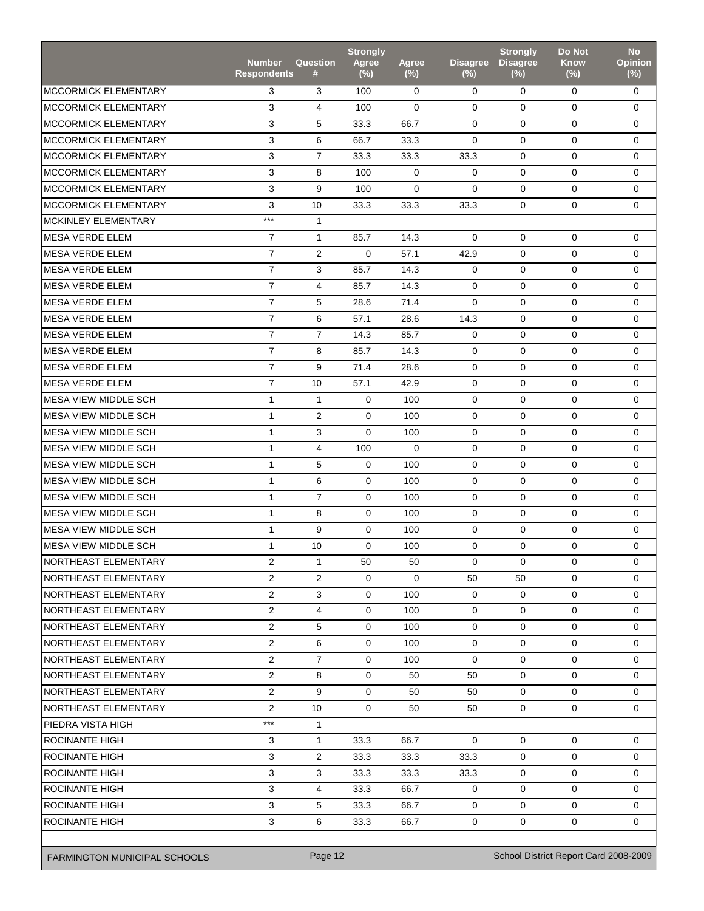| | Number Respondents | Question # | Strongly Agree (%) | Agree (%) | Disagree (%) | Strongly Disagree (%) | Do Not Know (%) | No Opinion (%) |
|---|---|---|---|---|---|---|---|---|
| MCCORMICK ELEMENTARY | 3 | 3 | 100 | 0 | 0 | 0 | 0 | 0 |
| MCCORMICK ELEMENTARY | 3 | 4 | 100 | 0 | 0 | 0 | 0 | 0 |
| MCCORMICK ELEMENTARY | 3 | 5 | 33.3 | 66.7 | 0 | 0 | 0 | 0 |
| MCCORMICK ELEMENTARY | 3 | 6 | 66.7 | 33.3 | 0 | 0 | 0 | 0 |
| MCCORMICK ELEMENTARY | 3 | 7 | 33.3 | 33.3 | 33.3 | 0 | 0 | 0 |
| MCCORMICK ELEMENTARY | 3 | 8 | 100 | 0 | 0 | 0 | 0 | 0 |
| MCCORMICK ELEMENTARY | 3 | 9 | 100 | 0 | 0 | 0 | 0 | 0 |
| MCCORMICK ELEMENTARY | 3 | 10 | 33.3 | 33.3 | 33.3 | 0 | 0 | 0 |
| MCKINLEY ELEMENTARY | *** | 1 | | | | | | |
| MESA VERDE ELEM | 7 | 1 | 85.7 | 14.3 | 0 | 0 | 0 | 0 |
| MESA VERDE ELEM | 7 | 2 | 0 | 57.1 | 42.9 | 0 | 0 | 0 |
| MESA VERDE ELEM | 7 | 3 | 85.7 | 14.3 | 0 | 0 | 0 | 0 |
| MESA VERDE ELEM | 7 | 4 | 85.7 | 14.3 | 0 | 0 | 0 | 0 |
| MESA VERDE ELEM | 7 | 5 | 28.6 | 71.4 | 0 | 0 | 0 | 0 |
| MESA VERDE ELEM | 7 | 6 | 57.1 | 28.6 | 14.3 | 0 | 0 | 0 |
| MESA VERDE ELEM | 7 | 7 | 14.3 | 85.7 | 0 | 0 | 0 | 0 |
| MESA VERDE ELEM | 7 | 8 | 85.7 | 14.3 | 0 | 0 | 0 | 0 |
| MESA VERDE ELEM | 7 | 9 | 71.4 | 28.6 | 0 | 0 | 0 | 0 |
| MESA VERDE ELEM | 7 | 10 | 57.1 | 42.9 | 0 | 0 | 0 | 0 |
| MESA VIEW MIDDLE SCH | 1 | 1 | 0 | 100 | 0 | 0 | 0 | 0 |
| MESA VIEW MIDDLE SCH | 1 | 2 | 0 | 100 | 0 | 0 | 0 | 0 |
| MESA VIEW MIDDLE SCH | 1 | 3 | 0 | 100 | 0 | 0 | 0 | 0 |
| MESA VIEW MIDDLE SCH | 1 | 4 | 100 | 0 | 0 | 0 | 0 | 0 |
| MESA VIEW MIDDLE SCH | 1 | 5 | 0 | 100 | 0 | 0 | 0 | 0 |
| MESA VIEW MIDDLE SCH | 1 | 6 | 0 | 100 | 0 | 0 | 0 | 0 |
| MESA VIEW MIDDLE SCH | 1 | 7 | 0 | 100 | 0 | 0 | 0 | 0 |
| MESA VIEW MIDDLE SCH | 1 | 8 | 0 | 100 | 0 | 0 | 0 | 0 |
| MESA VIEW MIDDLE SCH | 1 | 9 | 0 | 100 | 0 | 0 | 0 | 0 |
| MESA VIEW MIDDLE SCH | 1 | 10 | 0 | 100 | 0 | 0 | 0 | 0 |
| NORTHEAST ELEMENTARY | 2 | 1 | 50 | 50 | 0 | 0 | 0 | 0 |
| NORTHEAST ELEMENTARY | 2 | 2 | 0 | 0 | 50 | 50 | 0 | 0 |
| NORTHEAST ELEMENTARY | 2 | 3 | 0 | 100 | 0 | 0 | 0 | 0 |
| NORTHEAST ELEMENTARY | 2 | 4 | 0 | 100 | 0 | 0 | 0 | 0 |
| NORTHEAST ELEMENTARY | 2 | 5 | 0 | 100 | 0 | 0 | 0 | 0 |
| NORTHEAST ELEMENTARY | 2 | 6 | 0 | 100 | 0 | 0 | 0 | 0 |
| NORTHEAST ELEMENTARY | 2 | 7 | 0 | 100 | 0 | 0 | 0 | 0 |
| NORTHEAST ELEMENTARY | 2 | 8 | 0 | 50 | 50 | 0 | 0 | 0 |
| NORTHEAST ELEMENTARY | 2 | 9 | 0 | 50 | 50 | 0 | 0 | 0 |
| NORTHEAST ELEMENTARY | 2 | 10 | 0 | 50 | 50 | 0 | 0 | 0 |
| PIEDRA VISTA HIGH | *** | 1 | | | | | | |
| ROCINANTE HIGH | 3 | 1 | 33.3 | 66.7 | 0 | 0 | 0 | 0 |
| ROCINANTE HIGH | 3 | 2 | 33.3 | 33.3 | 33.3 | 0 | 0 | 0 |
| ROCINANTE HIGH | 3 | 3 | 33.3 | 33.3 | 33.3 | 0 | 0 | 0 |
| ROCINANTE HIGH | 3 | 4 | 33.3 | 66.7 | 0 | 0 | 0 | 0 |
| ROCINANTE HIGH | 3 | 5 | 33.3 | 66.7 | 0 | 0 | 0 | 0 |
| ROCINANTE HIGH | 3 | 6 | 33.3 | 66.7 | 0 | 0 | 0 | 0 |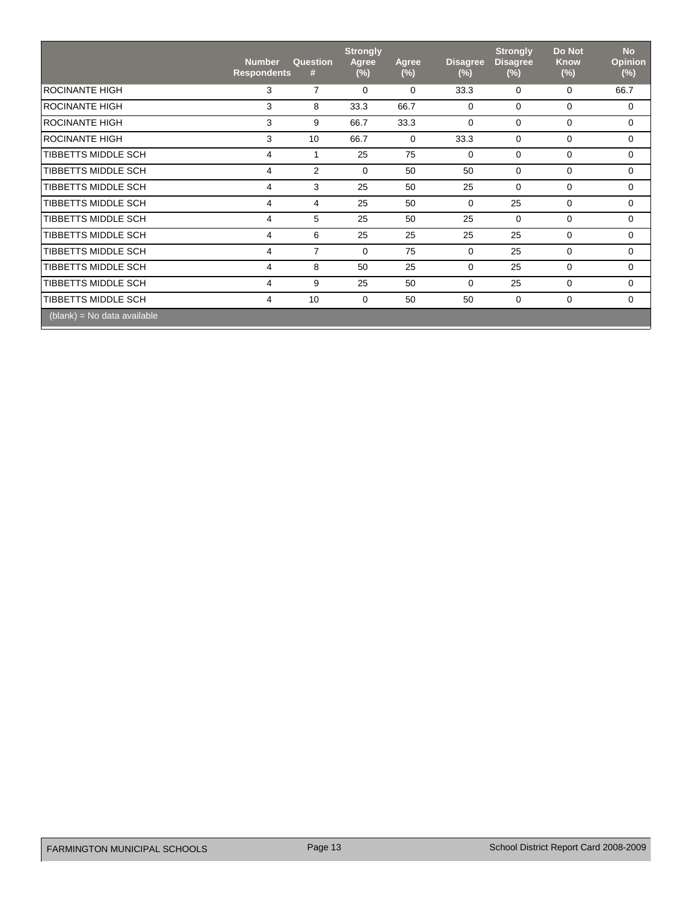| | Number Respondents | Question # | Strongly Agree (%) | Agree (%) | Disagree (%) | Strongly Disagree (%) | Do Not Know (%) | No Opinion (%) |
|---|---|---|---|---|---|---|---|---|
| ROCINANTE HIGH | 3 | 7 | 0 | 0 | 33.3 | 0 | 0 | 66.7 |
| ROCINANTE HIGH | 3 | 8 | 33.3 | 66.7 | 0 | 0 | 0 | 0 |
| ROCINANTE HIGH | 3 | 9 | 66.7 | 33.3 | 0 | 0 | 0 | 0 |
| ROCINANTE HIGH | 3 | 10 | 66.7 | 0 | 33.3 | 0 | 0 | 0 |
| TIBBETTS MIDDLE SCH | 4 | 1 | 25 | 75 | 0 | 0 | 0 | 0 |
| TIBBETTS MIDDLE SCH | 4 | 2 | 0 | 50 | 50 | 0 | 0 | 0 |
| TIBBETTS MIDDLE SCH | 4 | 3 | 25 | 50 | 25 | 0 | 0 | 0 |
| TIBBETTS MIDDLE SCH | 4 | 4 | 25 | 50 | 0 | 25 | 0 | 0 |
| TIBBETTS MIDDLE SCH | 4 | 5 | 25 | 50 | 25 | 0 | 0 | 0 |
| TIBBETTS MIDDLE SCH | 4 | 6 | 25 | 25 | 25 | 25 | 0 | 0 |
| TIBBETTS MIDDLE SCH | 4 | 7 | 0 | 75 | 0 | 25 | 0 | 0 |
| TIBBETTS MIDDLE SCH | 4 | 8 | 50 | 25 | 0 | 25 | 0 | 0 |
| TIBBETTS MIDDLE SCH | 4 | 9 | 25 | 50 | 0 | 25 | 0 | 0 |
| TIBBETTS MIDDLE SCH | 4 | 10 | 0 | 50 | 50 | 0 | 0 | 0 |

(blank) = No data available